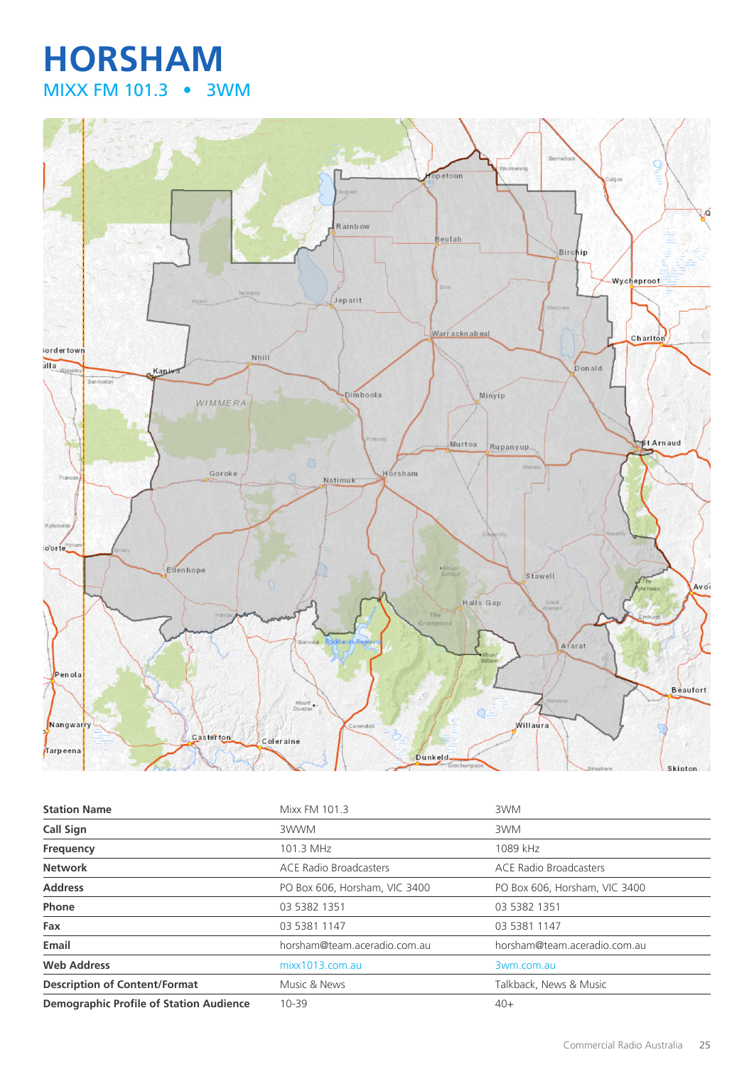# HORSHAM

## MIXX FM 101.3 • 3WM

| Station Name | Mixx FM 101.3 | 3WM |
|---|---|---|
| Call Sign | 3WWM | 3WM |
| Frequency | 101.3 MHz | 1089 kHz |
| Network | ACE Radio Broadcasters | ACE Radio Broadcasters |
| Address | PO Box 606, Horsham, VIC 3400 | PO Box 606, Horsham, VIC 3400 |
| Phone | 03 5382 1351 | 03 5382 1351 |
| Fax | 03 5381 1147 | 03 5381 1147 |
| Email | horsham@team.aceradio.com.au | horsham@team.aceradio.com.au |
| Web Address | mixx1013.com.au | 3wm.com.au |
| Description of Content/Format | Music & News | Talkback, News & Music |
| Demographic Profile of Station Audience | 10-39 | 40+ |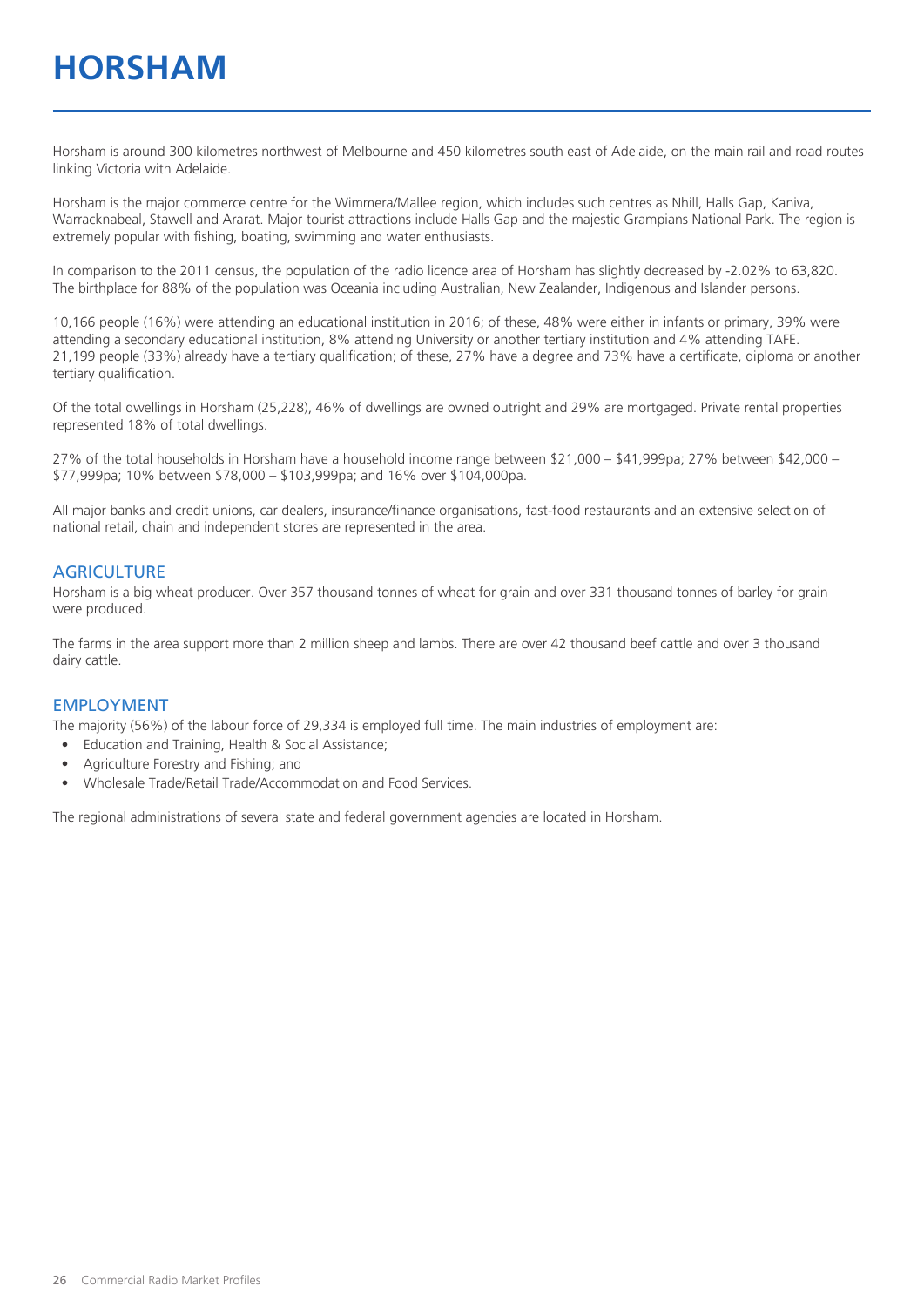# HORSHAM

Horsham is around 300 kilometres northwest of Melbourne and 450 kilometres south east of Adelaide, on the main rail and road routes linking Victoria with Adelaide.

Horsham is the major commerce centre for the Wimmera/Mallee region, which includes such centres as Nhill, Halls Gap, Kaniva, Warracknabeal, Stawell and Ararat. Major tourist attractions include Halls Gap and the majestic Grampians National Park. The region is extremely popular with fishing, boating, swimming and water enthusiasts.

In comparison to the 2011 census, the population of the radio licence area of Horsham has slightly decreased by -2.02% to 63,820. The birthplace for 88% of the population was Oceania including Australian, New Zealander, Indigenous and Islander persons.

10,166 people (16%) were attending an educational institution in 2016; of these, 48% were either in infants or primary, 39% were attending a secondary educational institution, 8% attending University or another tertiary institution and 4% attending TAFE. 21,199 people (33%) already have a tertiary qualification; of these, 27% have a degree and 73% have a certificate, diploma or another tertiary qualification.

Of the total dwellings in Horsham (25,228), 46% of dwellings are owned outright and 29% are mortgaged. Private rental properties represented 18% of total dwellings.

27% of the total households in Horsham have a household income range between $21,000 – $41,999pa; 27% between $42,000 – $77,999pa; 10% between $78,000 – $103,999pa; and 16% over $104,000pa.

All major banks and credit unions, car dealers, insurance/finance organisations, fast-food restaurants and an extensive selection of national retail, chain and independent stores are represented in the area.

## AGRICULTURE

Horsham is a big wheat producer. Over 357 thousand tonnes of wheat for grain and over 331 thousand tonnes of barley for grain were produced.

The farms in the area support more than 2 million sheep and lambs. There are over 42 thousand beef cattle and over 3 thousand dairy cattle.

## EMPLOYMENT

The majority (56%) of the labour force of 29,334 is employed full time. The main industries of employment are:

- Education and Training, Health & Social Assistance;
- Agriculture Forestry and Fishing; and
- Wholesale Trade/Retail Trade/Accommodation and Food Services.

The regional administrations of several state and federal government agencies are located in Horsham.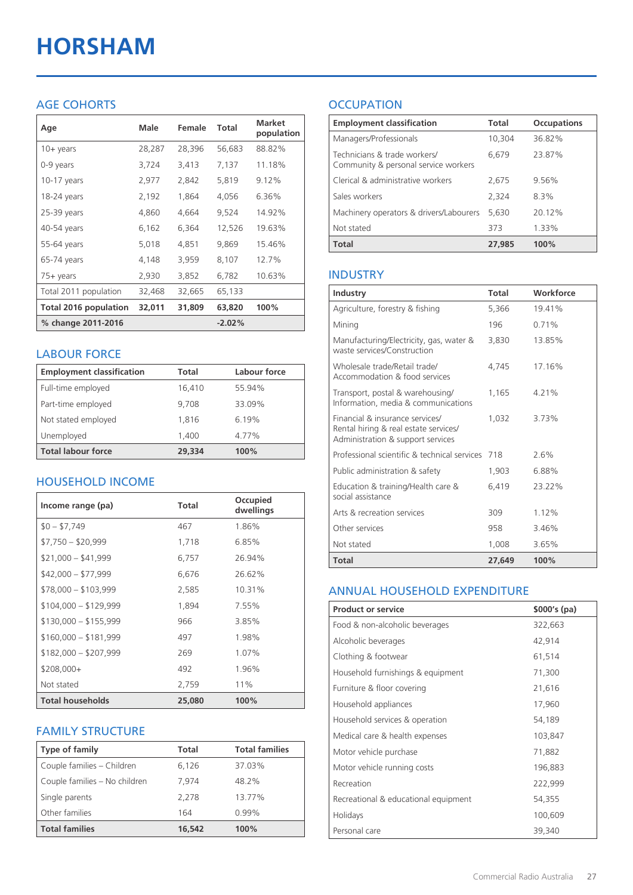# HORSHAM

## AGE COHORTS

| Age | Male | Female | Total | Market population |
|---|---|---|---|---|
| 10+ years | 28,287 | 28,396 | 56,683 | 88.82% |
| 0-9 years | 3,724 | 3,413 | 7,137 | 11.18% |
| 10-17 years | 2,977 | 2,842 | 5,819 | 9.12% |
| 18-24 years | 2,192 | 1,864 | 4,056 | 6.36% |
| 25-39 years | 4,860 | 4,664 | 9,524 | 14.92% |
| 40-54 years | 6,162 | 6,364 | 12,526 | 19.63% |
| 55-64 years | 5,018 | 4,851 | 9,869 | 15.46% |
| 65-74 years | 4,148 | 3,959 | 8,107 | 12.7% |
| 75+ years | 2,930 | 3,852 | 6,782 | 10.63% |
| Total 2011 population | 32,468 | 32,665 | 65,133 | |
| **Total 2016 population** | **32,011** | **31,809** | **63,820** | **100%** |
| **% change 2011-2016** | | | **-2.02%** | |

## LABOUR FORCE

| Employment classification | Total | Labour force |
|---|---|---|
| Full-time employed | 16,410 | 55.94% |
| Part-time employed | 9,708 | 33.09% |
| Not stated employed | 1,816 | 6.19% |
| Unemployed | 1,400 | 4.77% |
| **Total labour force** | **29,334** | **100%** |

## HOUSEHOLD INCOME

| Income range (pa) | Total | Occupied dwellings |
|---|---|---|
| $0 – $7,749 | 467 | 1.86% |
| $7,750 – $20,999 | 1,718 | 6.85% |
| $21,000 – $41,999 | 6,757 | 26.94% |
| $42,000 – $77,999 | 6,676 | 26.62% |
| $78,000 – $103,999 | 2,585 | 10.31% |
| $104,000 – $129,999 | 1,894 | 7.55% |
| $130,000 – $155,999 | 966 | 3.85% |
| $160,000 – $181,999 | 497 | 1.98% |
| $182,000 – $207,999 | 269 | 1.07% |
| $208,000+ | 492 | 1.96% |
| Not stated | 2,759 | 11% |
| **Total households** | **25,080** | **100%** |

## FAMILY STRUCTURE

| Type of family | Total | Total families |
|---|---|---|
| Couple families – Children | 6,126 | 37.03% |
| Couple families – No children | 7,974 | 48.2% |
| Single parents | 2,278 | 13.77% |
| Other families | 164 | 0.99% |
| **Total families** | **16,542** | **100%** |

## OCCUPATION

| Employment classification | Total | Occupations |
|---|---|---|
| Managers/Professionals | 10,304 | 36.82% |
| Technicians & trade workers/ Community & personal service workers | 6,679 | 23.87% |
| Clerical & administrative workers | 2,675 | 9.56% |
| Sales workers | 2,324 | 8.3% |
| Machinery operators & drivers/Labourers | 5,630 | 20.12% |
| Not stated | 373 | 1.33% |
| **Total** | **27,985** | **100%** |

## INDUSTRY

| Industry | Total | Workforce |
|---|---|---|
| Agriculture, forestry & fishing | 5,366 | 19.41% |
| Mining | 196 | 0.71% |
| Manufacturing/Electricity, gas, water & waste services/Construction | 3,830 | 13.85% |
| Wholesale trade/Retail trade/ Accommodation & food services | 4,745 | 17.16% |
| Transport, postal & warehousing/ Information, media & communications | 1,165 | 4.21% |
| Financial & insurance services/ Rental hiring & real estate services/ Administration & support services | 1,032 | 3.73% |
| Professional scientific & technical services | 718 | 2.6% |
| Public administration & safety | 1,903 | 6.88% |
| Education & training/Health care & social assistance | 6,419 | 23.22% |
| Arts & recreation services | 309 | 1.12% |
| Other services | 958 | 3.46% |
| Not stated | 1,008 | 3.65% |
| **Total** | **27,649** | **100%** |

## ANNUAL HOUSEHOLD EXPENDITURE

| Product or service | $000's (pa) |
|---|---|
| Food & non-alcoholic beverages | 322,663 |
| Alcoholic beverages | 42,914 |
| Clothing & footwear | 61,514 |
| Household furnishings & equipment | 71,300 |
| Furniture & floor covering | 21,616 |
| Household appliances | 17,960 |
| Household services & operation | 54,189 |
| Medical care & health expenses | 103,847 |
| Motor vehicle purchase | 71,882 |
| Motor vehicle running costs | 196,883 |
| Recreation | 222,999 |
| Recreational & educational equipment | 54,355 |
| Holidays | 100,609 |
| Personal care | 39,340 |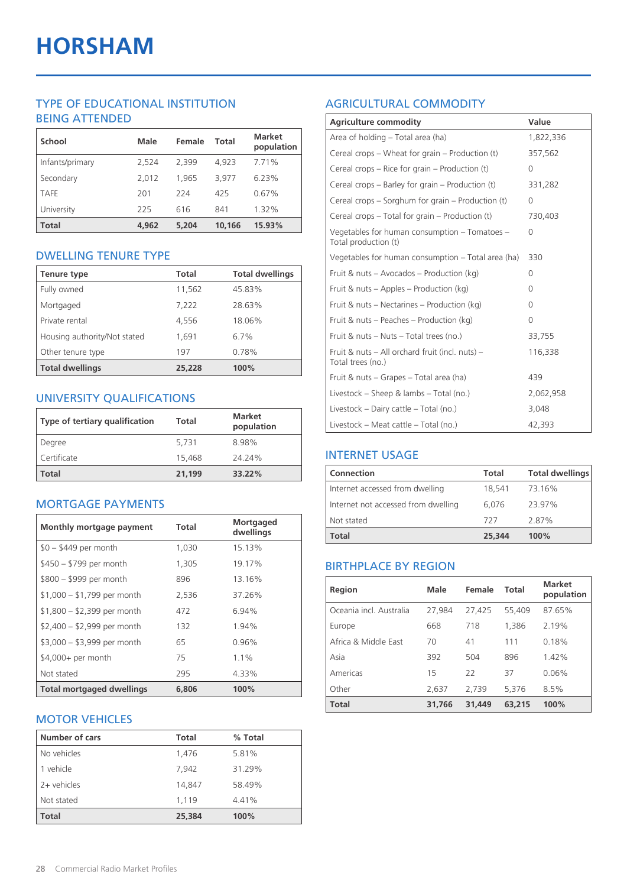# HORSHAM

## TYPE OF EDUCATIONAL INSTITUTION BEING ATTENDED

| School | Male | Female | Total | Market population |
|---|---|---|---|---|
| Infants/primary | 2,524 | 2,399 | 4,923 | 7.71% |
| Secondary | 2,012 | 1,965 | 3,977 | 6.23% |
| TAFE | 201 | 224 | 425 | 0.67% |
| University | 225 | 616 | 841 | 1.32% |
| **Total** | **4,962** | **5,204** | **10,166** | **15.93%** |

## DWELLING TENURE TYPE

| Tenure type | Total | Total dwellings |
|---|---|---|
| Fully owned | 11,562 | 45.83% |
| Mortgaged | 7,222 | 28.63% |
| Private rental | 4,556 | 18.06% |
| Housing authority/Not stated | 1,691 | 6.7% |
| Other tenure type | 197 | 0.78% |
| **Total dwellings** | **25,228** | **100%** |

## UNIVERSITY QUALIFICATIONS

| Type of tertiary qualification | Total | Market population |
|---|---|---|
| Degree | 5,731 | 8.98% |
| Certificate | 15,468 | 24.24% |
| **Total** | **21,199** | **33.22%** |

## MORTGAGE PAYMENTS

| Monthly mortgage payment | Total | Mortgaged dwellings |
|---|---|---|
| $0 – $449 per month | 1,030 | 15.13% |
| $450 – $799 per month | 1,305 | 19.17% |
| $800 – $999 per month | 896 | 13.16% |
| $1,000 – $1,799 per month | 2,536 | 37.26% |
| $1,800 – $2,399 per month | 472 | 6.94% |
| $2,400 – $2,999 per month | 132 | 1.94% |
| $3,000 – $3,999 per month | 65 | 0.96% |
| $4,000+ per month | 75 | 1.1% |
| Not stated | 295 | 4.33% |
| **Total mortgaged dwellings** | **6,806** | **100%** |

## MOTOR VEHICLES

| Number of cars | Total | % Total |
|---|---|---|
| No vehicles | 1,476 | 5.81% |
| 1 vehicle | 7,942 | 31.29% |
| 2+ vehicles | 14,847 | 58.49% |
| Not stated | 1,119 | 4.41% |
| **Total** | **25,384** | **100%** |

## AGRICULTURAL COMMODITY

| Agriculture commodity | Value |
|---|---|
| Area of holding – Total area (ha) | 1,822,336 |
| Cereal crops – Wheat for grain – Production (t) | 357,562 |
| Cereal crops – Rice for grain – Production (t) | 0 |
| Cereal crops – Barley for grain – Production (t) | 331,282 |
| Cereal crops – Sorghum for grain – Production (t) | 0 |
| Cereal crops – Total for grain – Production (t) | 730,403 |
| Vegetables for human consumption – Tomatoes – Total production (t) | 0 |
| Vegetables for human consumption – Total area (ha) | 330 |
| Fruit & nuts – Avocados – Production (kg) | 0 |
| Fruit & nuts – Apples – Production (kg) | 0 |
| Fruit & nuts – Nectarines – Production (kg) | 0 |
| Fruit & nuts – Peaches – Production (kg) | 0 |
| Fruit & nuts – Nuts – Total trees (no.) | 33,755 |
| Fruit & nuts – All orchard fruit (incl. nuts) – Total trees (no.) | 116,338 |
| Fruit & nuts – Grapes – Total area (ha) | 439 |
| Livestock – Sheep & lambs – Total (no.) | 2,062,958 |
| Livestock – Dairy cattle – Total (no.) | 3,048 |
| Livestock – Meat cattle – Total (no.) | 42,393 |

## INTERNET USAGE

| Connection | Total | Total dwellings |
|---|---|---|
| Internet accessed from dwelling | 18,541 | 73.16% |
| Internet not accessed from dwelling | 6,076 | 23.97% |
| Not stated | 727 | 2.87% |
| **Total** | **25,344** | **100%** |

## BIRTHPLACE BY REGION

| Region | Male | Female | Total | Market population |
|---|---|---|---|---|
| Oceania incl. Australia | 27,984 | 27,425 | 55,409 | 87.65% |
| Europe | 668 | 718 | 1,386 | 2.19% |
| Africa & Middle East | 70 | 41 | 111 | 0.18% |
| Asia | 392 | 504 | 896 | 1.42% |
| Americas | 15 | 22 | 37 | 0.06% |
| Other | 2,637 | 2,739 | 5,376 | 8.5% |
| **Total** | **31,766** | **31,449** | **63,215** | **100%** |